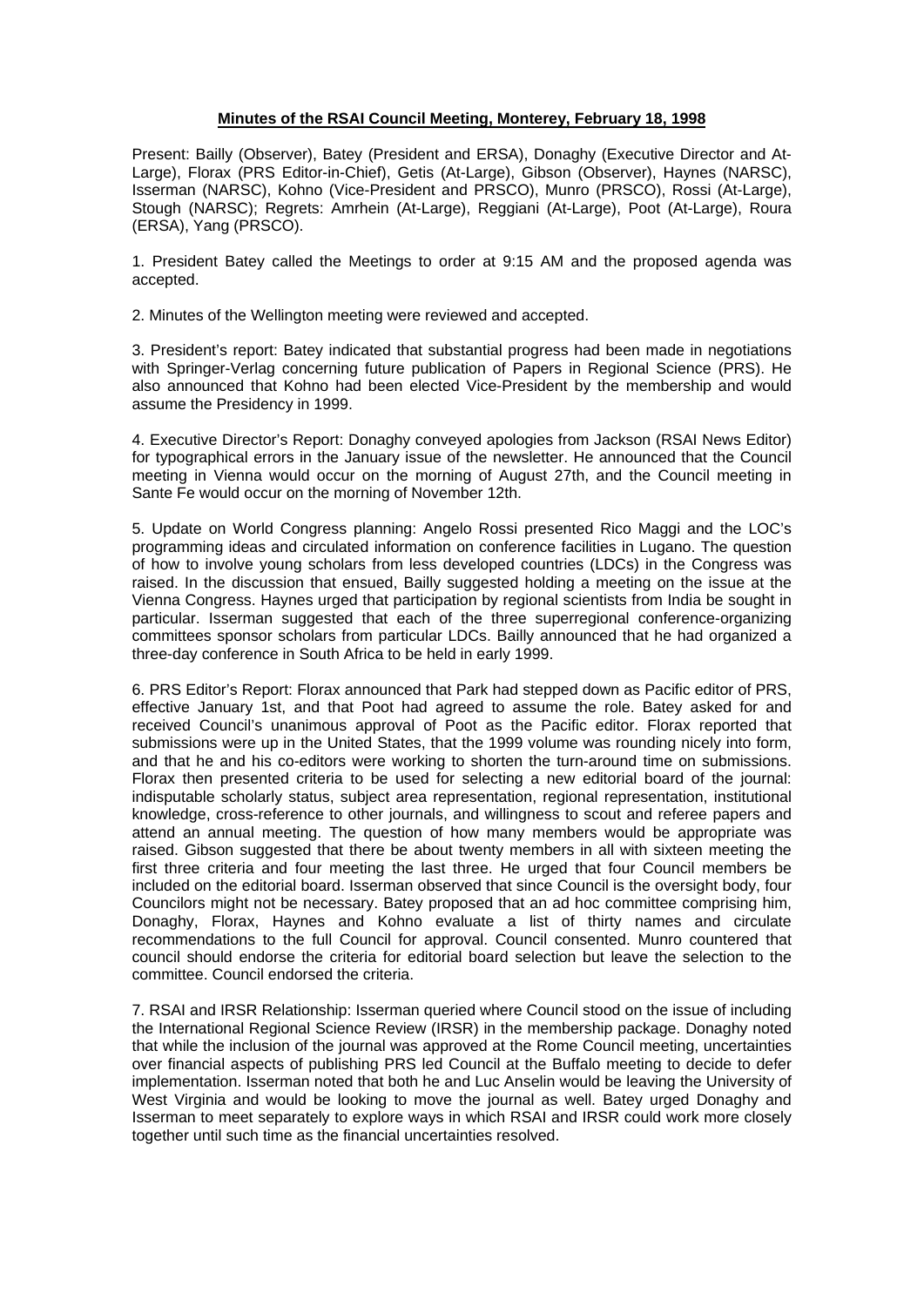**Minutes of the RSAI Council Meeting, Monterey, February 18, 1998**

Present: Bailly (Observer), Batey (President and ERSA), Donaghy (Executive Director and At-Large), Florax (PRS Editor-in-Chief), Getis (At-Large), Gibson (Observer), Haynes (NARSC), Isserman (NARSC), Kohno (Vice-President and PRSCO), Munro (PRSCO), Rossi (At-Large), Stough (NARSC); Regrets: Amrhein (At-Large), Reggiani (At-Large), Poot (At-Large), Roura (ERSA), Yang (PRSCO).

1. President Batey called the Meetings to order at 9:15 AM and the proposed agenda was accepted.

2. Minutes of the Wellington meeting were reviewed and accepted.

3. President's report: Batey indicated that substantial progress had been made in negotiations with Springer-Verlag concerning future publication of Papers in Regional Science (PRS). He also announced that Kohno had been elected Vice-President by the membership and would assume the Presidency in 1999.

4. Executive Director's Report: Donaghy conveyed apologies from Jackson (RSAI News Editor) for typographical errors in the January issue of the newsletter. He announced that the Council meeting in Vienna would occur on the morning of August 27th, and the Council meeting in Sante Fe would occur on the morning of November 12th.

5. Update on World Congress planning: Angelo Rossi presented Rico Maggi and the LOC's programming ideas and circulated information on conference facilities in Lugano. The question of how to involve young scholars from less developed countries (LDCs) in the Congress was raised. In the discussion that ensued, Bailly suggested holding a meeting on the issue at the Vienna Congress. Haynes urged that participation by regional scientists from India be sought in particular. Isserman suggested that each of the three superregional conference-organizing committees sponsor scholars from particular LDCs. Bailly announced that he had organized a three-day conference in South Africa to be held in early 1999.

6. PRS Editor's Report: Florax announced that Park had stepped down as Pacific editor of PRS, effective January 1st, and that Poot had agreed to assume the role. Batey asked for and received Council's unanimous approval of Poot as the Pacific editor. Florax reported that submissions were up in the United States, that the 1999 volume was rounding nicely into form, and that he and his co-editors were working to shorten the turn-around time on submissions. Florax then presented criteria to be used for selecting a new editorial board of the journal: indisputable scholarly status, subject area representation, regional representation, institutional knowledge, cross-reference to other journals, and willingness to scout and referee papers and attend an annual meeting. The question of how many members would be appropriate was raised. Gibson suggested that there be about twenty members in all with sixteen meeting the first three criteria and four meeting the last three. He urged that four Council members be included on the editorial board. Isserman observed that since Council is the oversight body, four Councilors might not be necessary. Batey proposed that an ad hoc committee comprising him, Donaghy, Florax, Haynes and Kohno evaluate a list of thirty names and circulate recommendations to the full Council for approval. Council consented. Munro countered that council should endorse the criteria for editorial board selection but leave the selection to the committee. Council endorsed the criteria.

7. RSAI and IRSR Relationship: Isserman queried where Council stood on the issue of including the International Regional Science Review (IRSR) in the membership package. Donaghy noted that while the inclusion of the journal was approved at the Rome Council meeting, uncertainties over financial aspects of publishing PRS led Council at the Buffalo meeting to decide to defer implementation. Isserman noted that both he and Luc Anselin would be leaving the University of West Virginia and would be looking to move the journal as well. Batey urged Donaghy and Isserman to meet separately to explore ways in which RSAI and IRSR could work more closely together until such time as the financial uncertainties resolved.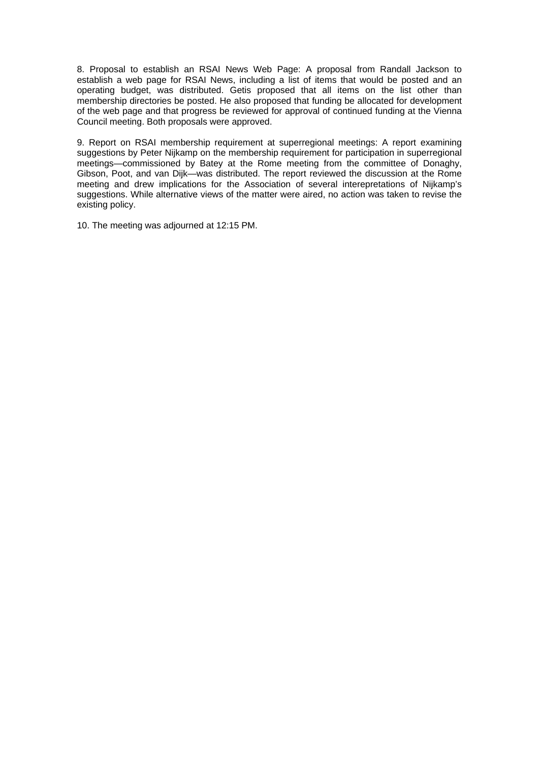8. Proposal to establish an RSAI News Web Page: A proposal from Randall Jackson to establish a web page for RSAI News, including a list of items that would be posted and an operating budget, was distributed. Getis proposed that all items on the list other than membership directories be posted. He also proposed that funding be allocated for development of the web page and that progress be reviewed for approval of continued funding at the Vienna Council meeting. Both proposals were approved.

9. Report on RSAI membership requirement at superregional meetings: A report examining suggestions by Peter Nijkamp on the membership requirement for participation in superregional meetings—commissioned by Batey at the Rome meeting from the committee of Donaghy, Gibson, Poot, and van Dijk—was distributed. The report reviewed the discussion at the Rome meeting and drew implications for the Association of several interepretations of Nijkamp's suggestions. While alternative views of the matter were aired, no action was taken to revise the existing policy.

10. The meeting was adjourned at 12:15 PM.